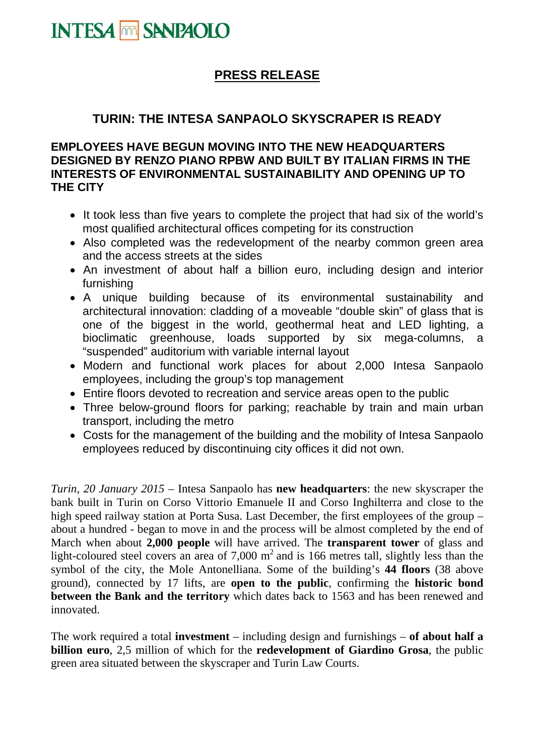INTESA SANPAOLO

## PRESS RELEASE

# TURIN: THE INTESA SANPAOLO SKYSCRAPER IS READY

### EMPLOYEES HAVE BEGUN MOVING INTO THE NEW HEADQUARTERS DESIGNED BY RENZO PIANO RPBW AND BUILT BY ITALIAN FIRMS IN THE INTERESTS OF ENVIRONMENTAL SUSTAINABILITY AND OPENING UP TO THE CITY

- It took less than five years to complete the project that had six of the world's most qualified architectural offices competing for its construction
- Also completed was the redevelopment of the nearby common green area and the access streets at the sides
- An investment of about half a billion euro, including design and interior furnishing
- A unique building because of its environmental sustainability and architectural innovation: cladding of a moveable "double skin" of glass that is one of the biggest in the world, geothermal heat and LED lighting, a bioclimatic greenhouse, loads supported by six mega-columns, a "suspended" auditorium with variable internal layout
- Modern and functional work places for about 2,000 Intesa Sanpaolo employees, including the group's top management
- Entire floors devoted to recreation and service areas open to the public
- Three below-ground floors for parking; reachable by train and main urban transport, including the metro
- Costs for the management of the building and the mobility of Intesa Sanpaolo employees reduced by discontinuing city offices it did not own.

*Turin, 20 January 2015* – Intesa Sanpaolo has **new headquarters**: the new skyscraper the bank built in Turin on Corso Vittorio Emanuele II and Corso Inghilterra and close to the high speed railway station at Porta Susa. Last December, the first employees of the group – about a hundred - began to move in and the process will be almost completed by the end of March when about **2,000 people** will have arrived. The **transparent tower** of glass and light-coloured steel covers an area of 7,000 $m^2$ and is 166 metres tall, slightly less than the symbol of the city, the Mole Antonelliana. Some of the building's **44 floors** (38 above ground), connected by 17 lifts, are **open to the public**, confirming the **historic bond between the Bank and the territory** which dates back to 1563 and has been renewed and innovated.

The work required a total **investment** – including design and furnishings – **of about half a billion euro**, 2,5 million of which for the **redevelopment of Giardino Grosa**, the public green area situated between the skyscraper and Turin Law Courts.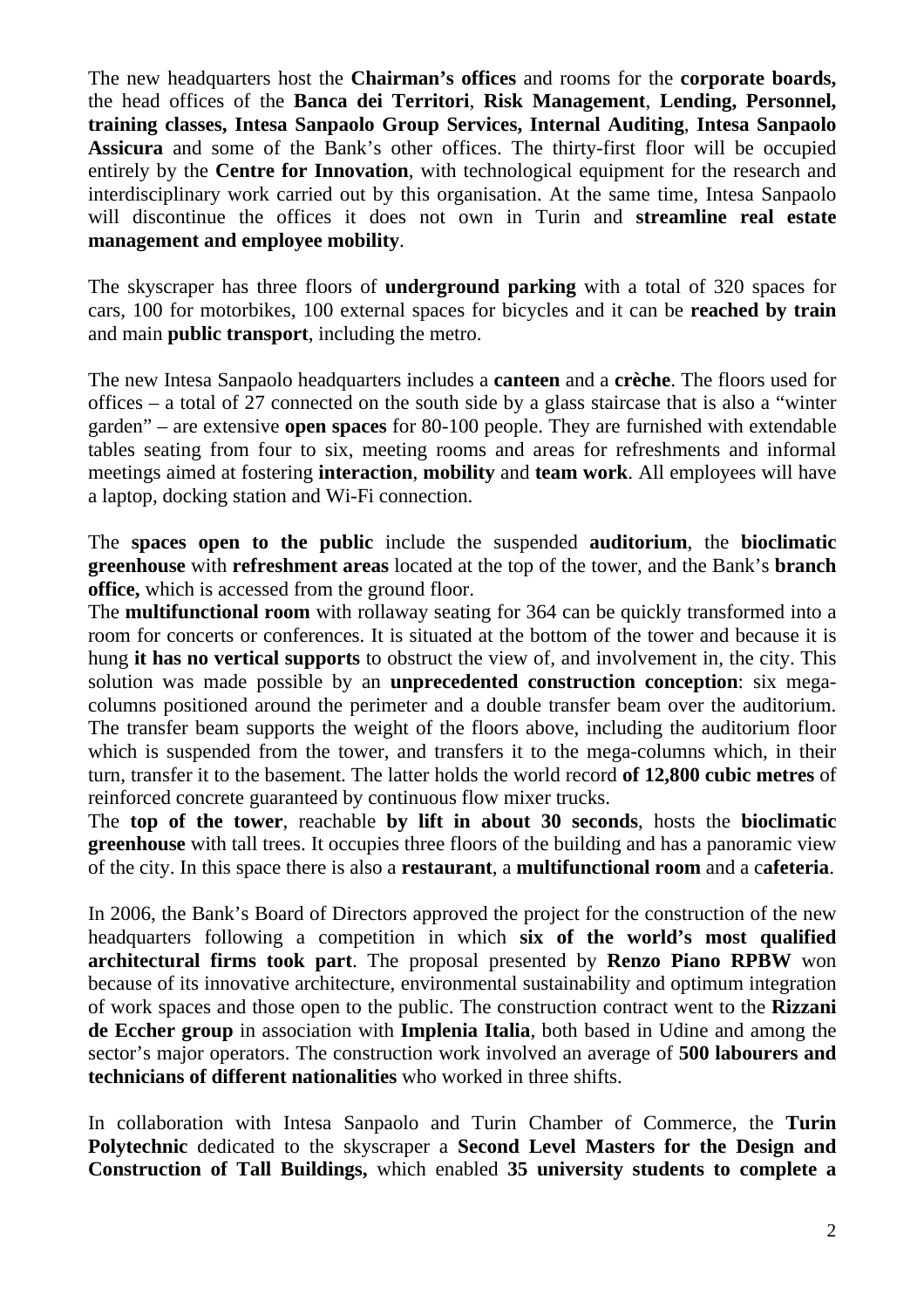The new headquarters host the **Chairman's offices** and rooms for the **corporate boards,** the head offices of the **Banca dei Territori**, **Risk Management**, **Lending, Personnel, training classes, Intesa Sanpaolo Group Services, Internal Auditing**, **Intesa Sanpaolo Assicura** and some of the Bank's other offices. The thirty-first floor will be occupied entirely by the **Centre for Innovation**, with technological equipment for the research and interdisciplinary work carried out by this organisation. At the same time, Intesa Sanpaolo will discontinue the offices it does not own in Turin and **streamline real estate management and employee mobility**.

The skyscraper has three floors of **underground parking** with a total of 320 spaces for cars, 100 for motorbikes, 100 external spaces for bicycles and it can be **reached by train** and main **public transport**, including the metro.

The new Intesa Sanpaolo headquarters includes a **canteen** and a **crèche**. The floors used for offices – a total of 27 connected on the south side by a glass staircase that is also a "winter garden" – are extensive **open spaces** for 80-100 people. They are furnished with extendable tables seating from four to six, meeting rooms and areas for refreshments and informal meetings aimed at fostering **interaction**, **mobility** and **team work**. All employees will have a laptop, docking station and Wi-Fi connection.

The **spaces open to the public** include the suspended **auditorium**, the **bioclimatic greenhouse** with **refreshment areas** located at the top of the tower, and the Bank's **branch office,** which is accessed from the ground floor.
The **multifunctional room** with rollaway seating for 364 can be quickly transformed into a room for concerts or conferences. It is situated at the bottom of the tower and because it is hung **it has no vertical supports** to obstruct the view of, and involvement in, the city. This solution was made possible by an **unprecedented construction conception**: six mega-columns positioned around the perimeter and a double transfer beam over the auditorium. The transfer beam supports the weight of the floors above, including the auditorium floor which is suspended from the tower, and transfers it to the mega-columns which, in their turn, transfer it to the basement. The latter holds the world record **of 12,800 cubic metres** of reinforced concrete guaranteed by continuous flow mixer trucks.
The **top of the tower**, reachable **by lift in about 30 seconds**, hosts the **bioclimatic greenhouse** with tall trees. It occupies three floors of the building and has a panoramic view of the city. In this space there is also a **restaurant**, a **multifunctional room** and a c**afeteria**.

In 2006, the Bank's Board of Directors approved the project for the construction of the new headquarters following a competition in which **six of the world's most qualified architectural firms took part**. The proposal presented by **Renzo Piano RPBW** won because of its innovative architecture, environmental sustainability and optimum integration of work spaces and those open to the public. The construction contract went to the **Rizzani de Eccher group** in association with **Implenia Italia**, both based in Udine and among the sector's major operators. The construction work involved an average of **500 labourers and technicians of different nationalities** who worked in three shifts.

In collaboration with Intesa Sanpaolo and Turin Chamber of Commerce, the **Turin Polytechnic** dedicated to the skyscraper a **Second Level Masters for the Design and Construction of Tall Buildings,** which enabled **35 university students to complete a**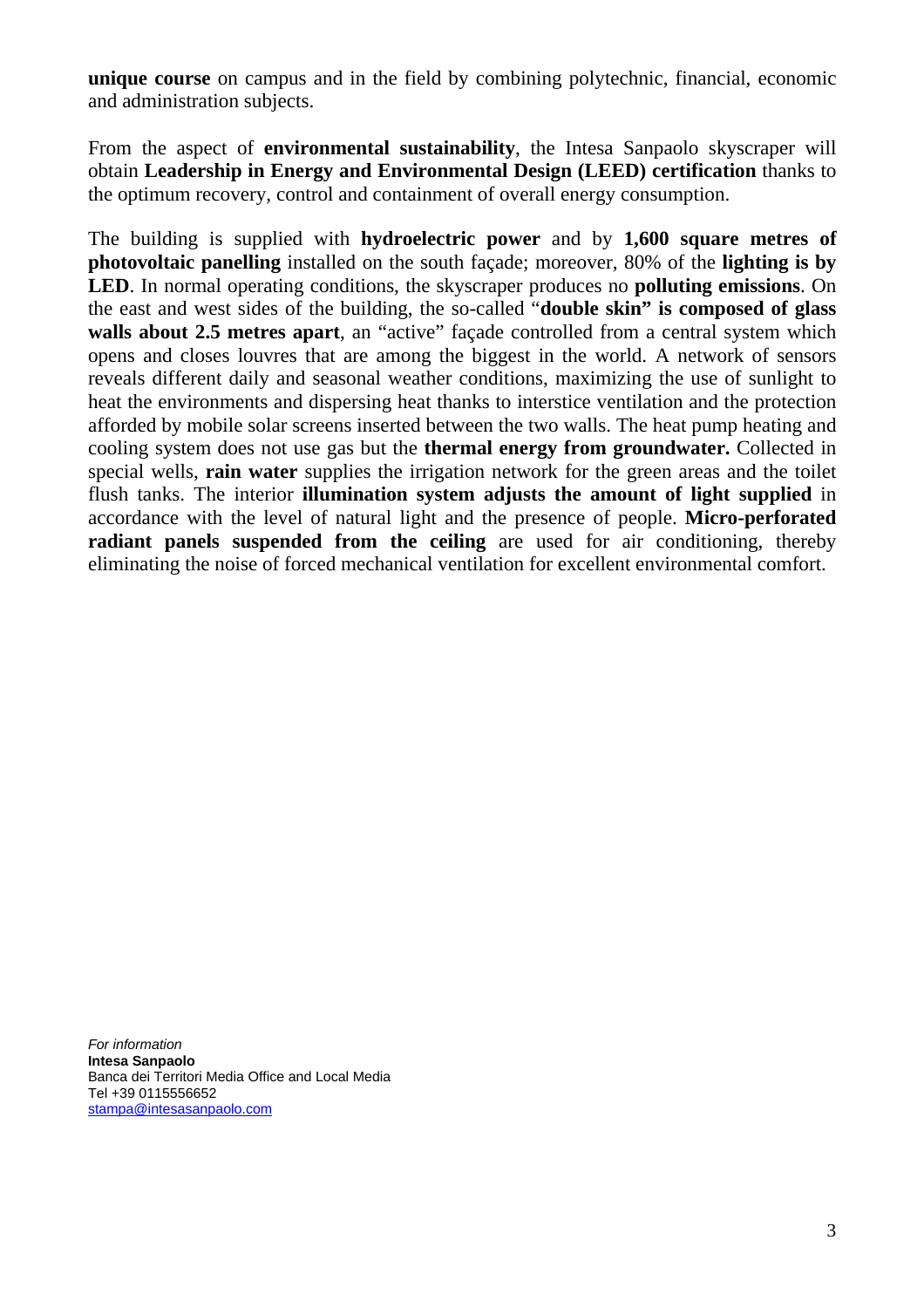**unique course** on campus and in the field by combining polytechnic, financial, economic and administration subjects.

From the aspect of **environmental sustainability**, the Intesa Sanpaolo skyscraper will obtain **Leadership in Energy and Environmental Design (LEED) certification** thanks to the optimum recovery, control and containment of overall energy consumption.

The building is supplied with **hydroelectric power** and by **1,600 square metres of photovoltaic panelling** installed on the south façade; moreover, 80% of the **lighting is by LED**. In normal operating conditions, the skyscraper produces no **polluting emissions**. On the east and west sides of the building, the so-called "**double skin" is composed of glass walls about 2.5 metres apart**, an "active" façade controlled from a central system which opens and closes louvres that are among the biggest in the world. A network of sensors reveals different daily and seasonal weather conditions, maximizing the use of sunlight to heat the environments and dispersing heat thanks to interstice ventilation and the protection afforded by mobile solar screens inserted between the two walls. The heat pump heating and cooling system does not use gas but the **thermal energy from groundwater.** Collected in special wells, **rain water** supplies the irrigation network for the green areas and the toilet flush tanks. The interior **illumination system adjusts the amount of light supplied** in accordance with the level of natural light and the presence of people. **Micro-perforated radiant panels suspended from the ceiling** are used for air conditioning, thereby eliminating the noise of forced mechanical ventilation for excellent environmental comfort.

*For information*
**Intesa Sanpaolo**
Banca dei Territori Media Office and Local Media
Tel +39 0115556652
stampa@intesasanpaolo.com